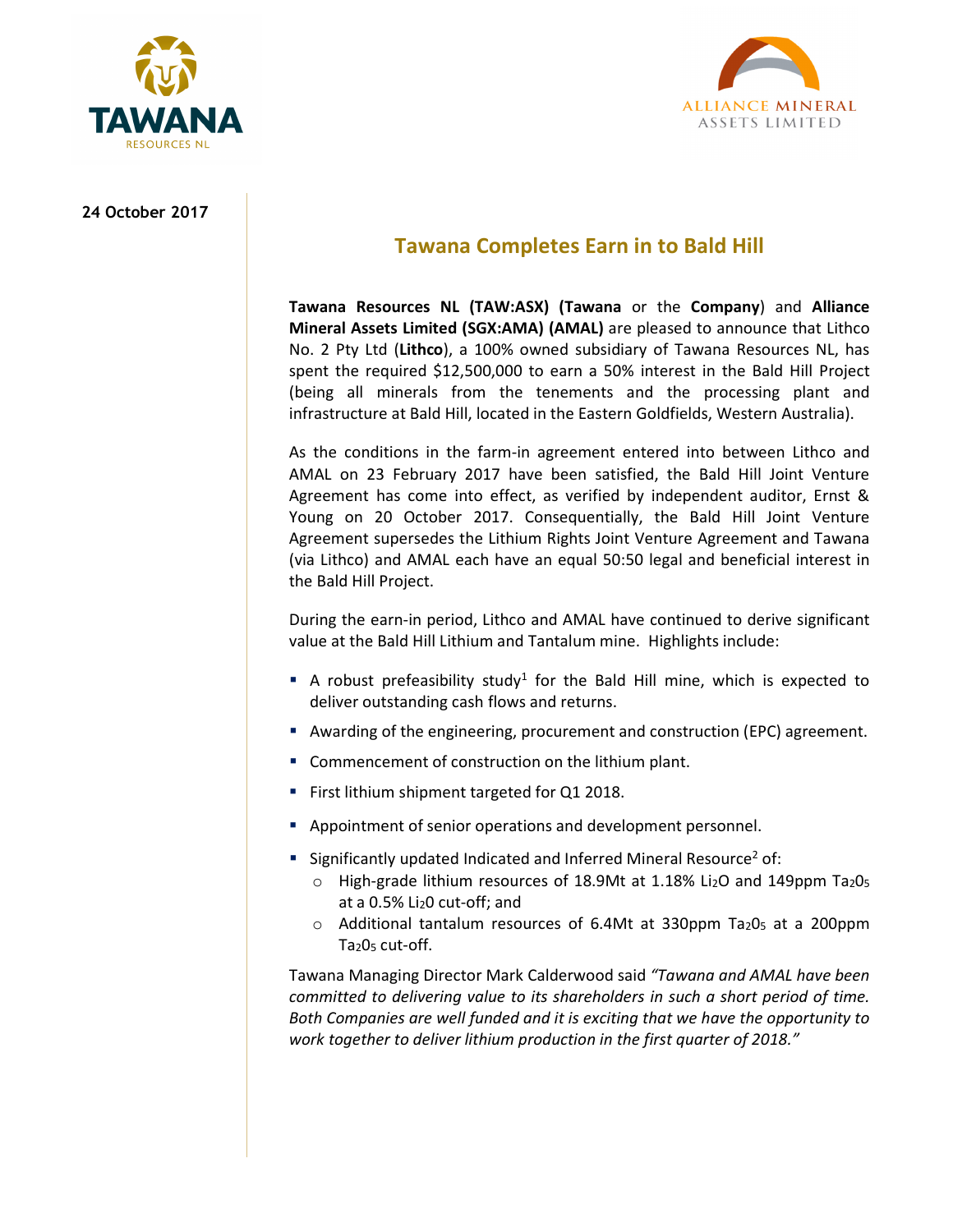24 October 2017

# Tawana Completes Earn in to Bald Hill

**Tawana Resources NL (TAW:ASX) (Tawana** or the **Company**) and **Alliance Mineral Assets Limited (SGX:AMA) (AMAL)** are pleased to announce that Lithco No. 2 Pty Ltd (**Lithco**), a 100% owned subsidiary of Tawana Resources NL, has spent the required $12,500,000 to earn a 50% interest in the Bald Hill Project (being all minerals from the tenements and the processing plant and infrastructure at Bald Hill, located in the Eastern Goldfields, Western Australia).

As the conditions in the farm-in agreement entered into between Lithco and AMAL on 23 February 2017 have been satisfied, the Bald Hill Joint Venture Agreement has come into effect, as verified by independent auditor, Ernst & Young on 20 October 2017. Consequentially, the Bald Hill Joint Venture Agreement supersedes the Lithium Rights Joint Venture Agreement and Tawana (via Lithco) and AMAL each have an equal 50:50 legal and beneficial interest in the Bald Hill Project.

During the earn-in period, Lithco and AMAL have continued to derive significant value at the Bald Hill Lithium and Tantalum mine. Highlights include:

- A robust prefeasibility study[1] for the Bald Hill mine, which is expected to deliver outstanding cash flows and returns.
- Awarding of the engineering, procurement and construction (EPC) agreement.
- Commencement of construction on the lithium plant.
- First lithium shipment targeted for Q1 2018.
- Appointment of senior operations and development personnel.
- Significantly updated Indicated and Inferred Mineral Resource[2] of:
  - High-grade lithium resources of 18.9Mt at 1.18% $Li_2O$ and 149ppm $Ta_2O_5$ at a 0.5% $Li_2O$ cut-off; and
  - Additional tantalum resources of 6.4Mt at 330ppm $Ta_2O_5$ at a 200ppm $Ta_2O_5$ cut-off.

Tawana Managing Director Mark Calderwood said *"Tawana and AMAL have been committed to delivering value to its shareholders in such a short period of time. Both Companies are well funded and it is exciting that we have the opportunity to work together to deliver lithium production in the first quarter of 2018."*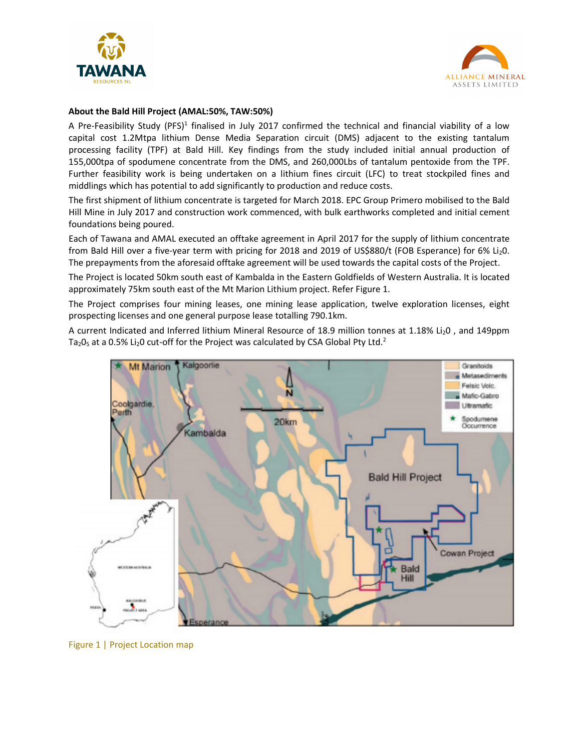## About the Bald Hill Project (AMAL:50%, TAW:50%)

A Pre-Feasibility Study (PFS)[1] finalised in July 2017 confirmed the technical and financial viability of a low capital cost 1.2Mtpa lithium Dense Media Separation circuit (DMS) adjacent to the existing tantalum processing facility (TPF) at Bald Hill. Key findings from the study included initial annual production of 155,000tpa of spodumene concentrate from the DMS, and 260,000Lbs of tantalum pentoxide from the TPF. Further feasibility work is being undertaken on a lithium fines circuit (LFC) to treat stockpiled fines and middlings which has potential to add significantly to production and reduce costs.

The first shipment of lithium concentrate is targeted for March 2018. EPC Group Primero mobilised to the Bald Hill Mine in July 2017 and construction work commenced, with bulk earthworks completed and initial cement foundations being poured.

Each of Tawana and AMAL executed an offtake agreement in April 2017 for the supply of lithium concentrate from Bald Hill over a five-year term with pricing for 2018 and 2019 of US$880/t (FOB Esperance) for 6% $Li_2O$. The prepayments from the aforesaid offtake agreement will be used towards the capital costs of the Project.

The Project is located 50km south east of Kambalda in the Eastern Goldfields of Western Australia. It is located approximately 75km south east of the Mt Marion Lithium project. Refer Figure 1.

The Project comprises four mining leases, one mining lease application, twelve exploration licenses, eight prospecting licenses and one general purpose lease totalling 790.1km.

A current Indicated and Inferred lithium Mineral Resource of 18.9 million tonnes at 1.18% $Li_2O$ , and 149ppm $Ta_2O_5$ at a 0.5% $Li_2O$ cut-off for the Project was calculated by CSA Global Pty Ltd.[2]

Figure 1 | Project Location map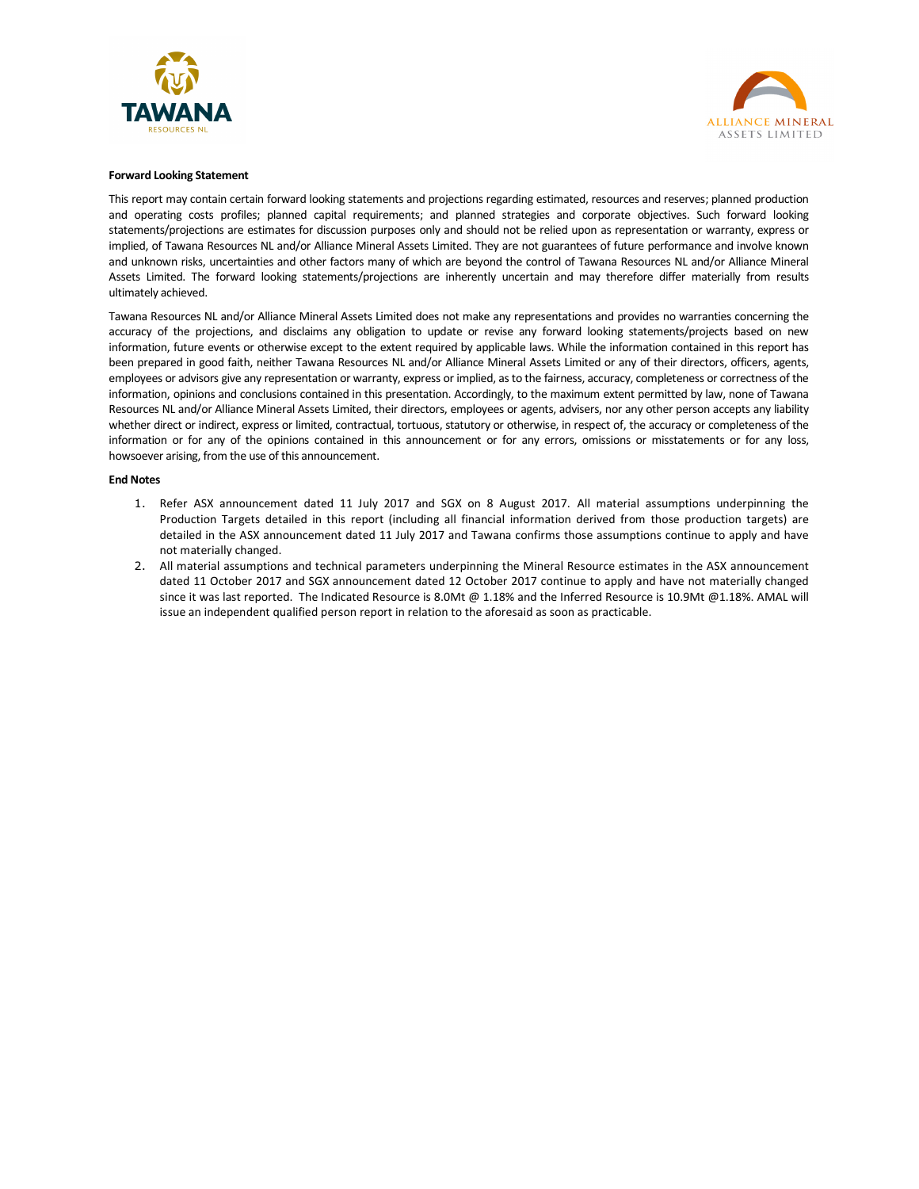**Forward Looking Statement**

This report may contain certain forward looking statements and projections regarding estimated, resources and reserves; planned production and operating costs profiles; planned capital requirements; and planned strategies and corporate objectives. Such forward looking statements/projections are estimates for discussion purposes only and should not be relied upon as representation or warranty, express or implied, of Tawana Resources NL and/or Alliance Mineral Assets Limited. They are not guarantees of future performance and involve known and unknown risks, uncertainties and other factors many of which are beyond the control of Tawana Resources NL and/or Alliance Mineral Assets Limited. The forward looking statements/projections are inherently uncertain and may therefore differ materially from results ultimately achieved.

Tawana Resources NL and/or Alliance Mineral Assets Limited does not make any representations and provides no warranties concerning the accuracy of the projections, and disclaims any obligation to update or revise any forward looking statements/projects based on new information, future events or otherwise except to the extent required by applicable laws. While the information contained in this report has been prepared in good faith, neither Tawana Resources NL and/or Alliance Mineral Assets Limited or any of their directors, officers, agents, employees or advisors give any representation or warranty, express or implied, as to the fairness, accuracy, completeness or correctness of the information, opinions and conclusions contained in this presentation. Accordingly, to the maximum extent permitted by law, none of Tawana Resources NL and/or Alliance Mineral Assets Limited, their directors, employees or agents, advisers, nor any other person accepts any liability whether direct or indirect, express or limited, contractual, tortuous, statutory or otherwise, in respect of, the accuracy or completeness of the information or for any of the opinions contained in this announcement or for any errors, omissions or misstatements or for any loss, howsoever arising, from the use of this announcement.

**End Notes**

1. Refer ASX announcement dated 11 July 2017 and SGX on 8 August 2017. All material assumptions underpinning the Production Targets detailed in this report (including all financial information derived from those production targets) are detailed in the ASX announcement dated 11 July 2017 and Tawana confirms those assumptions continue to apply and have not materially changed.
2. All material assumptions and technical parameters underpinning the Mineral Resource estimates in the ASX announcement dated 11 October 2017 and SGX announcement dated 12 October 2017 continue to apply and have not materially changed since it was last reported. The Indicated Resource is 8.0Mt @ 1.18% and the Inferred Resource is 10.9Mt @1.18%. AMAL will issue an independent qualified person report in relation to the aforesaid as soon as practicable.